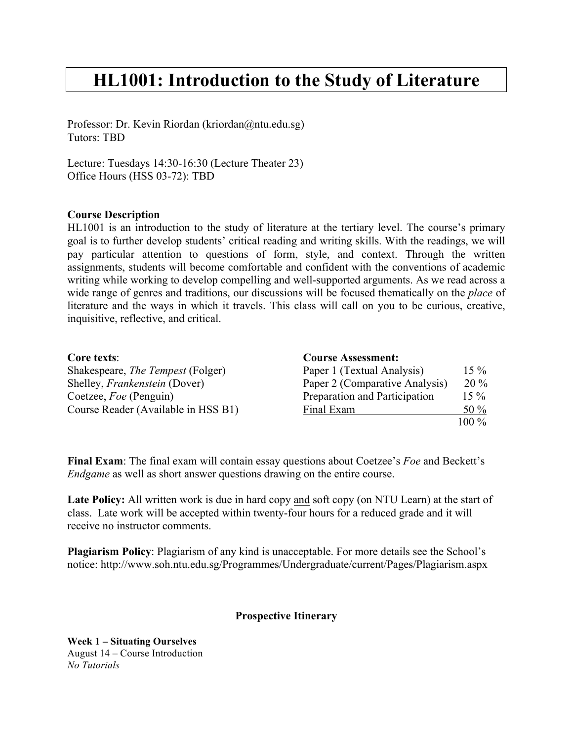# HL1001: Introduction to the Study of Literature

Professor: Dr. Kevin Riordan (kriordan@ntu.edu.sg)
Tutors: TBD

Lecture: Tuesdays 14:30-16:30 (Lecture Theater 23)
Office Hours (HSS 03-72): TBD

**Course Description**

HL1001 is an introduction to the study of literature at the tertiary level. The course's primary goal is to further develop students' critical reading and writing skills. With the readings, we will pay particular attention to questions of form, style, and context. Through the written assignments, students will become comfortable and confident with the conventions of academic writing while working to develop compelling and well-supported arguments. As we read across a wide range of genres and traditions, our discussions will be focused thematically on the *place* of literature and the ways in which it travels. This class will call on you to be curious, creative, inquisitive, reflective, and critical.

**Core texts**:
Shakespeare, *The Tempest* (Folger)
Shelley, *Frankenstein* (Dover)
Coetzee, *Foe* (Penguin)
Course Reader (Available in HSS B1)

**Course Assessment:**

| | |
|---|---|
| Paper 1 (Textual Analysis) | 15 % |
| Paper 2 (Comparative Analysis) | 20 % |
| Preparation and Participation | 15 % |
| Final Exam | 50 % |
| | 100 % |

**Final Exam**: The final exam will contain essay questions about Coetzee's *Foe* and Beckett's *Endgame* as well as short answer questions drawing on the entire course.

**Late Policy:** All written work is due in hard copy and soft copy (on NTU Learn) at the start of class. Late work will be accepted within twenty-four hours for a reduced grade and it will receive no instructor comments.

**Plagiarism Policy**: Plagiarism of any kind is unacceptable. For more details see the School's notice: http://www.soh.ntu.edu.sg/Programmes/Undergraduate/current/Pages/Plagiarism.aspx

**Prospective Itinerary**

**Week 1 – Situating Ourselves**
August 14 – Course Introduction
*No Tutorials*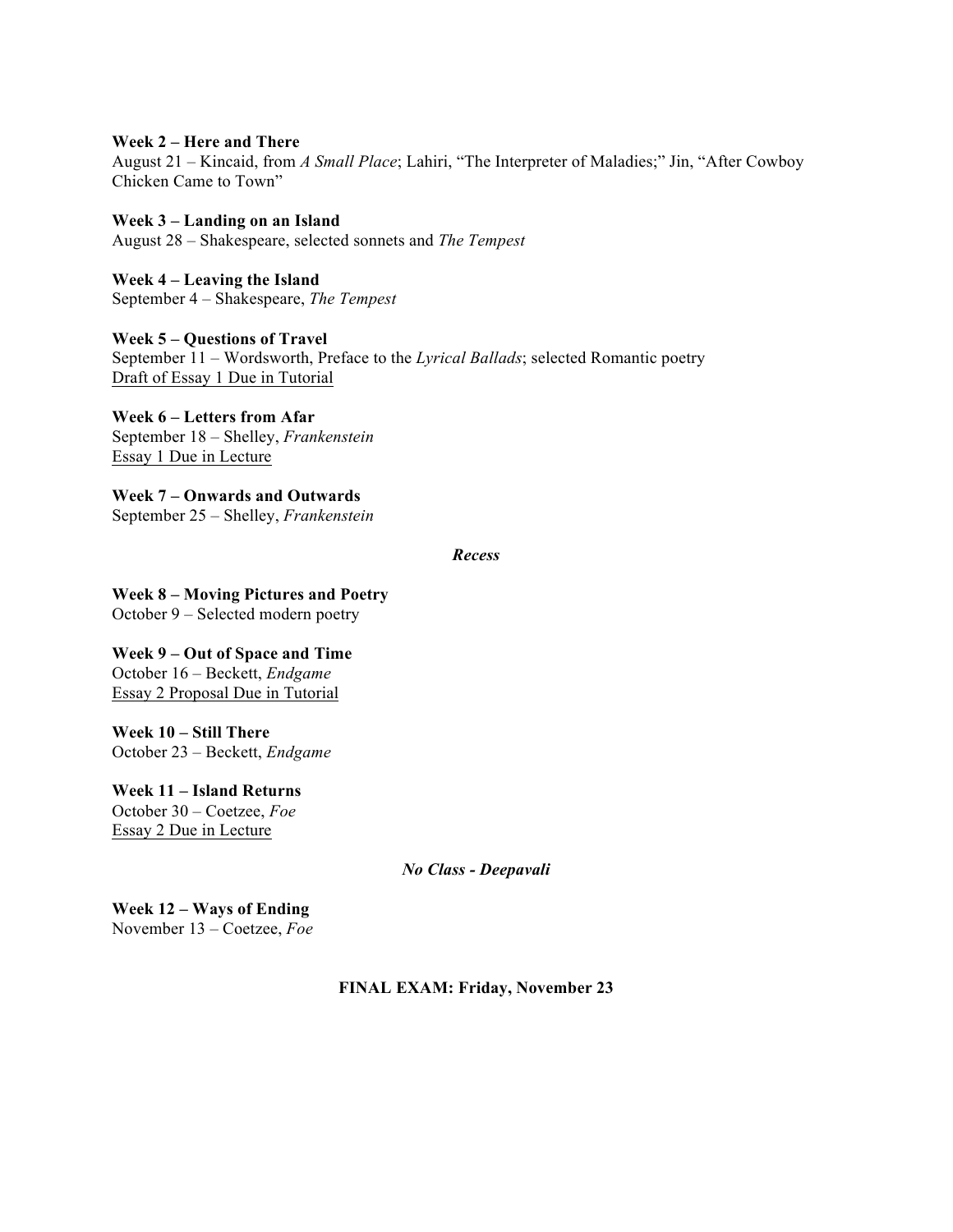**Week 2 – Here and There**
August 21 – Kincaid, from *A Small Place*; Lahiri, "The Interpreter of Maladies;" Jin, "After Cowboy Chicken Came to Town"

**Week 3 – Landing on an Island**
August 28 – Shakespeare, selected sonnets and *The Tempest*

**Week 4 – Leaving the Island**
September 4 – Shakespeare, *The Tempest*

**Week 5 – Questions of Travel**
September 11 – Wordsworth, Preface to the *Lyrical Ballads*; selected Romantic poetry
<u>Draft of Essay 1 Due in Tutorial</u>

**Week 6 – Letters from Afar**
September 18 – Shelley, *Frankenstein*
<u>Essay 1 Due in Lecture</u>

**Week 7 – Onwards and Outwards**
September 25 – Shelley, *Frankenstein*

*Recess*

**Week 8 – Moving Pictures and Poetry**
October 9 – Selected modern poetry

**Week 9 – Out of Space and Time**
October 16 – Beckett, *Endgame*
<u>Essay 2 Proposal Due in Tutorial</u>

**Week 10 – Still There**
October 23 – Beckett, *Endgame*

**Week 11 – Island Returns**
October 30 – Coetzee, *Foe*
<u>Essay 2 Due in Lecture</u>

*No Class - Deepavali*

**Week 12 – Ways of Ending**
November 13 – Coetzee, *Foe*

**FINAL EXAM: Friday, November 23**